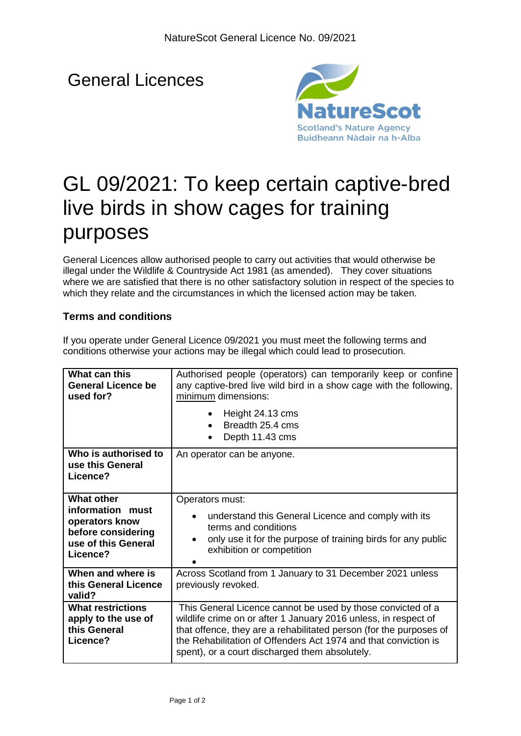# General Licences

# GL 09/2021: To keep certain captive-bred live birds in show cages for training purposes

General Licences allow authorised people to carry out activities that would otherwise be illegal under the Wildlife & Countryside Act 1981 (as amended). They cover situations where we are satisfied that there is no other satisfactory solution in respect of the species to which they relate and the circumstances in which the licensed action may be taken.

### Terms and conditions

If you operate under General Licence 09/2021 you must meet the following terms and conditions otherwise your actions may be illegal which could lead to prosecution.

| | |
|---|---|
| **What can this General Licence be used for?** | Authorised people (operators) can temporarily keep or confine any captive-bred live wild bird in a show cage with the following, minimum dimensions:<br>• Height 24.13 cms<br>• Breadth 25.4 cms<br>• Depth 11.43 cms |
| **Who is authorised to use this General Licence?** | An operator can be anyone. |
| **What other information must operators know before considering use of this General Licence?** | Operators must:<br>• understand this General Licence and comply with its terms and conditions<br>• only use it for the purpose of training birds for any public exhibition or competition<br>• |
| **When and where is this General Licence valid?** | Across Scotland from 1 January to 31 December 2021 unless previously revoked. |
| **What restrictions apply to the use of this General Licence?** | This General Licence cannot be used by those convicted of a wildlife crime on or after 1 January 2016 unless, in respect of that offence, they are a rehabilitated person (for the purposes of the Rehabilitation of Offenders Act 1974 and that conviction is spent), or a court discharged them absolutely. |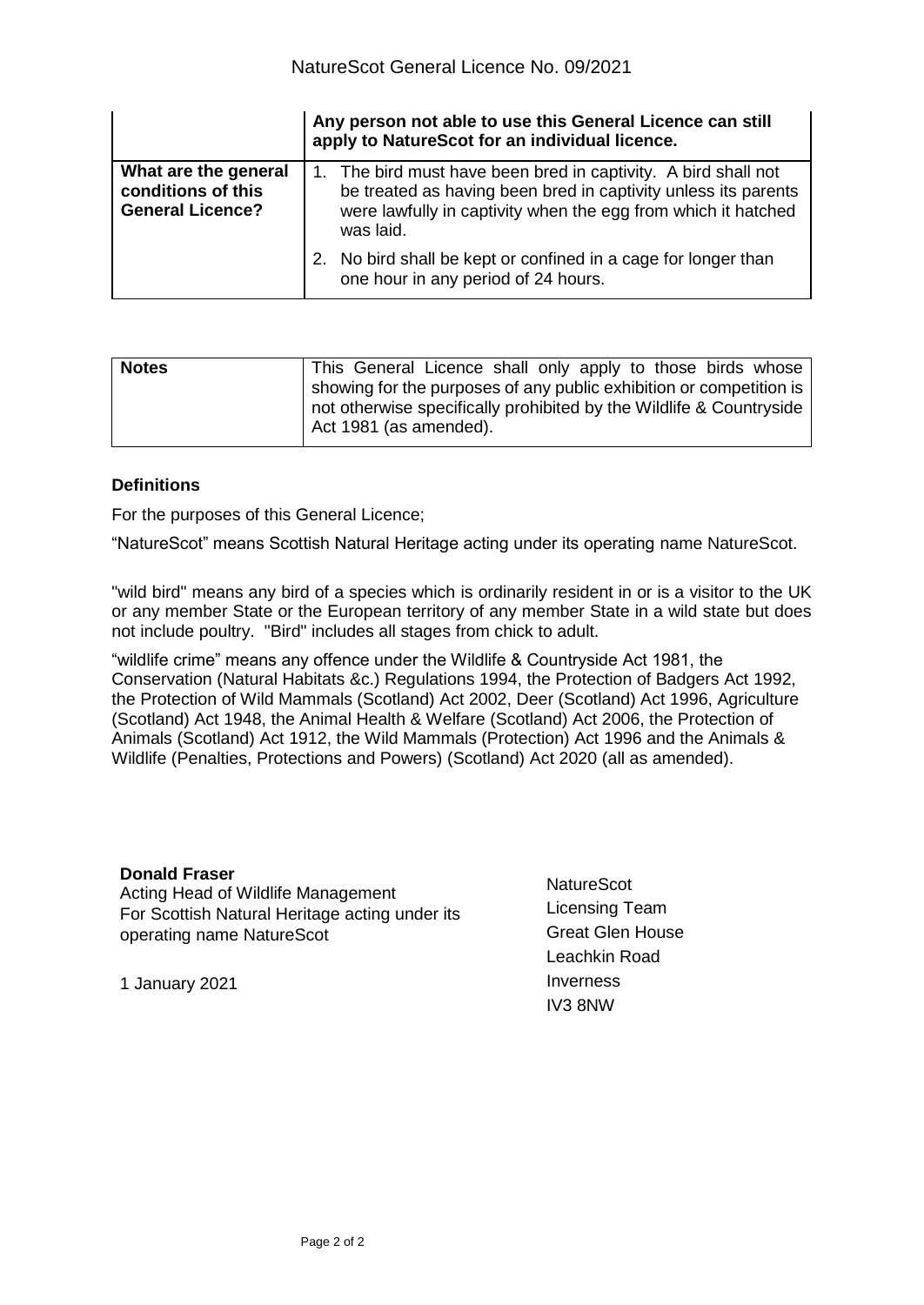| | |
|---|---|
| | **Any person not able to use this General Licence can still apply to NatureScot for an individual licence.** |
| **What are the general conditions of this General Licence?** | 1. The bird must have been bred in captivity. A bird shall not be treated as having been bred in captivity unless its parents were lawfully in captivity when the egg from which it hatched was laid.<br>2. No bird shall be kept or confined in a cage for longer than one hour in any period of 24 hours. |

| | |
|---|---|
| **Notes** | This General Licence shall only apply to those birds whose showing for the purposes of any public exhibition or competition is not otherwise specifically prohibited by the Wildlife & Countryside Act 1981 (as amended). |

### Definitions

For the purposes of this General Licence;

"NatureScot" means Scottish Natural Heritage acting under its operating name NatureScot.

"wild bird" means any bird of a species which is ordinarily resident in or is a visitor to the UK or any member State or the European territory of any member State in a wild state but does not include poultry. "Bird" includes all stages from chick to adult.

"wildlife crime" means any offence under the Wildlife & Countryside Act 1981, the Conservation (Natural Habitats &c.) Regulations 1994, the Protection of Badgers Act 1992, the Protection of Wild Mammals (Scotland) Act 2002, Deer (Scotland) Act 1996, Agriculture (Scotland) Act 1948, the Animal Health & Welfare (Scotland) Act 2006, the Protection of Animals (Scotland) Act 1912, the Wild Mammals (Protection) Act 1996 and the Animals & Wildlife (Penalties, Protections and Powers) (Scotland) Act 2020 (all as amended).

**Donald Fraser**
Acting Head of Wildlife Management
For Scottish Natural Heritage acting under its operating name NatureScot

1 January 2021

NatureScot
Licensing Team
Great Glen House
Leachkin Road
Inverness
IV3 8NW